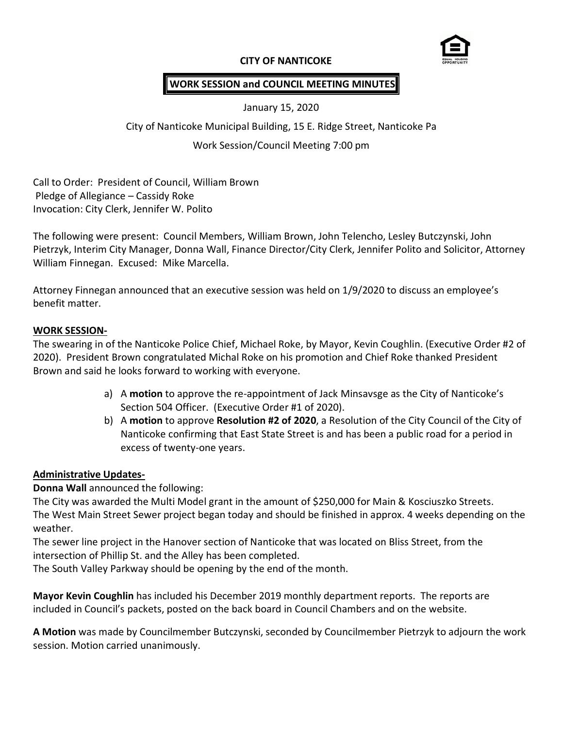# CITY OF NANTICOKE

## WORK SESSION and COUNCIL MEETING MINUTES

January 15, 2020

City of Nanticoke Municipal Building, 15 E. Ridge Street, Nanticoke Pa

Work Session/Council Meeting 7:00 pm

Call to Order: President of Council, William Brown
Pledge of Allegiance – Cassidy Roke
Invocation: City Clerk, Jennifer W. Polito

The following were present: Council Members, William Brown, John Telencho, Lesley Butczynski, John Pietrzyk, Interim City Manager, Donna Wall, Finance Director/City Clerk, Jennifer Polito and Solicitor, Attorney William Finnegan. Excused: Mike Marcella.

Attorney Finnegan announced that an executive session was held on 1/9/2020 to discuss an employee's benefit matter.

**WORK SESSION-**

The swearing in of the Nanticoke Police Chief, Michael Roke, by Mayor, Kevin Coughlin. (Executive Order #2 of 2020). President Brown congratulated Michal Roke on his promotion and Chief Roke thanked President Brown and said he looks forward to working with everyone.

a) A **motion** to approve the re-appointment of Jack Minsavsge as the City of Nanticoke's Section 504 Officer. (Executive Order #1 of 2020).
b) A **motion** to approve **Resolution #2 of 2020**, a Resolution of the City Council of the City of Nanticoke confirming that East State Street is and has been a public road for a period in excess of twenty-one years.

**Administrative Updates-**

**Donna Wall** announced the following:
The City was awarded the Multi Model grant in the amount of $250,000 for Main & Kosciuszko Streets.
The West Main Street Sewer project began today and should be finished in approx. 4 weeks depending on the weather.
The sewer line project in the Hanover section of Nanticoke that was located on Bliss Street, from the intersection of Phillip St. and the Alley has been completed.
The South Valley Parkway should be opening by the end of the month.

**Mayor Kevin Coughlin** has included his December 2019 monthly department reports. The reports are included in Council's packets, posted on the back board in Council Chambers and on the website.

**A Motion** was made by Councilmember Butczynski, seconded by Councilmember Pietrzyk to adjourn the work session. Motion carried unanimously.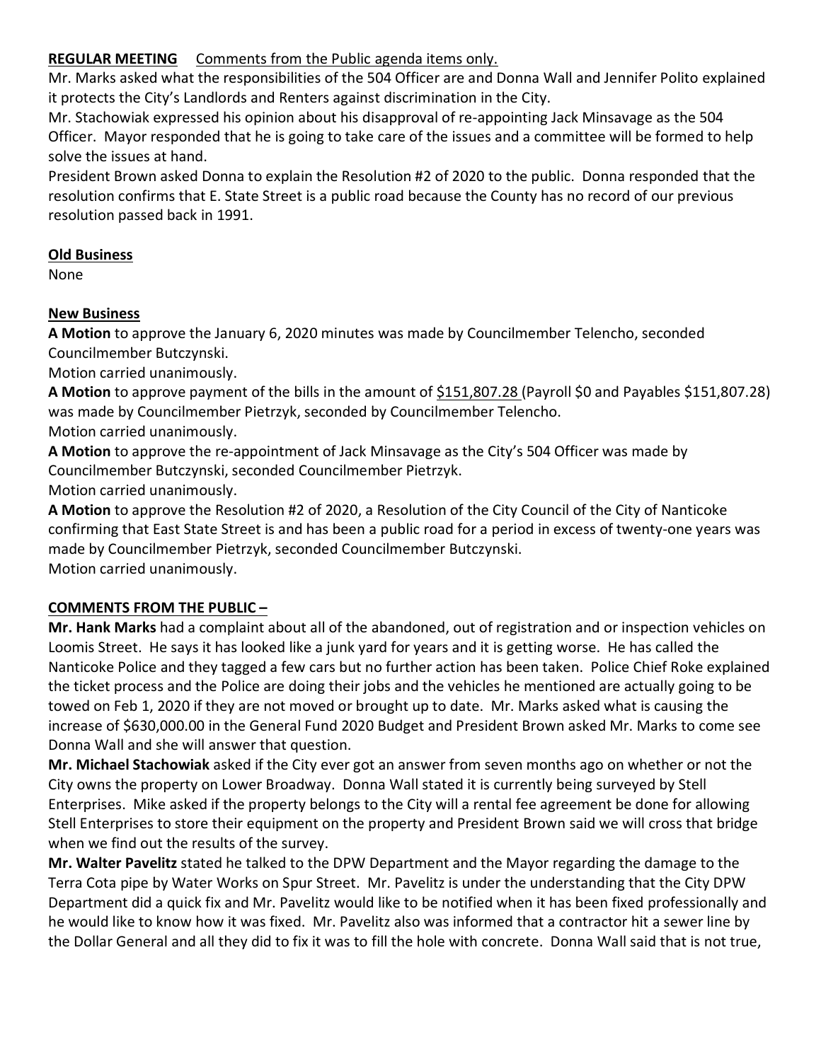**REGULAR MEETING** Comments from the Public agenda items only.

Mr. Marks asked what the responsibilities of the 504 Officer are and Donna Wall and Jennifer Polito explained it protects the City's Landlords and Renters against discrimination in the City.

Mr. Stachowiak expressed his opinion about his disapproval of re-appointing Jack Minsavage as the 504 Officer. Mayor responded that he is going to take care of the issues and a committee will be formed to help solve the issues at hand.

President Brown asked Donna to explain the Resolution #2 of 2020 to the public. Donna responded that the resolution confirms that E. State Street is a public road because the County has no record of our previous resolution passed back in 1991.

**Old Business**

None

**New Business**

**A Motion** to approve the January 6, 2020 minutes was made by Councilmember Telencho, seconded Councilmember Butczynski.

Motion carried unanimously.

**A Motion** to approve payment of the bills in the amount of $151,807.28 (Payroll $0 and Payables $151,807.28) was made by Councilmember Pietrzyk, seconded by Councilmember Telencho.

Motion carried unanimously.

**A Motion** to approve the re-appointment of Jack Minsavage as the City's 504 Officer was made by Councilmember Butczynski, seconded Councilmember Pietrzyk.

Motion carried unanimously.

**A Motion** to approve the Resolution #2 of 2020, a Resolution of the City Council of the City of Nanticoke confirming that East State Street is and has been a public road for a period in excess of twenty-one years was made by Councilmember Pietrzyk, seconded Councilmember Butczynski.

Motion carried unanimously.

**COMMENTS FROM THE PUBLIC –**

**Mr. Hank Marks** had a complaint about all of the abandoned, out of registration and or inspection vehicles on Loomis Street. He says it has looked like a junk yard for years and it is getting worse. He has called the Nanticoke Police and they tagged a few cars but no further action has been taken. Police Chief Roke explained the ticket process and the Police are doing their jobs and the vehicles he mentioned are actually going to be towed on Feb 1, 2020 if they are not moved or brought up to date. Mr. Marks asked what is causing the increase of $630,000.00 in the General Fund 2020 Budget and President Brown asked Mr. Marks to come see Donna Wall and she will answer that question.

**Mr. Michael Stachowiak** asked if the City ever got an answer from seven months ago on whether or not the City owns the property on Lower Broadway. Donna Wall stated it is currently being surveyed by Stell Enterprises. Mike asked if the property belongs to the City will a rental fee agreement be done for allowing Stell Enterprises to store their equipment on the property and President Brown said we will cross that bridge when we find out the results of the survey.

**Mr. Walter Pavelitz** stated he talked to the DPW Department and the Mayor regarding the damage to the Terra Cota pipe by Water Works on Spur Street. Mr. Pavelitz is under the understanding that the City DPW Department did a quick fix and Mr. Pavelitz would like to be notified when it has been fixed professionally and he would like to know how it was fixed. Mr. Pavelitz also was informed that a contractor hit a sewer line by the Dollar General and all they did to fix it was to fill the hole with concrete. Donna Wall said that is not true,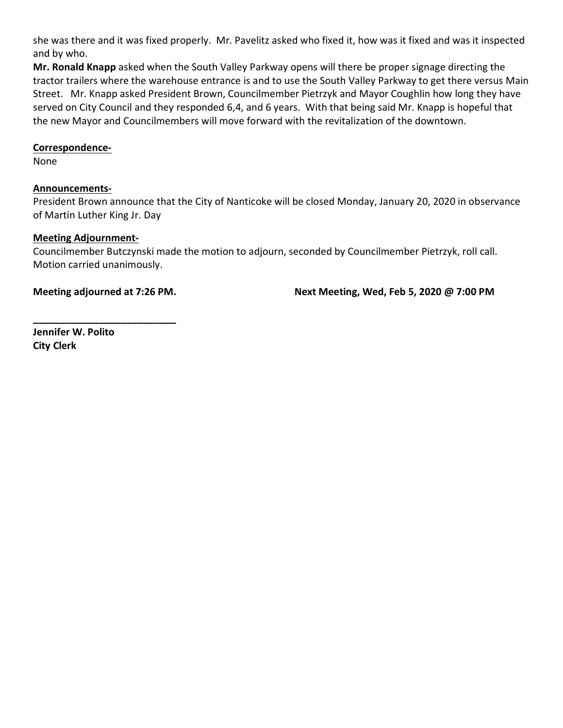she was there and it was fixed properly. Mr. Pavelitz asked who fixed it, how was it fixed and was it inspected and by who.

**Mr. Ronald Knapp** asked when the South Valley Parkway opens will there be proper signage directing the tractor trailers where the warehouse entrance is and to use the South Valley Parkway to get there versus Main Street. Mr. Knapp asked President Brown, Councilmember Pietrzyk and Mayor Coughlin how long they have served on City Council and they responded 6,4, and 6 years. With that being said Mr. Knapp is hopeful that the new Mayor and Councilmembers will move forward with the revitalization of the downtown.

**Correspondence-**

None

**Announcements-**

President Brown announce that the City of Nanticoke will be closed Monday, January 20, 2020 in observance of Martin Luther King Jr. Day

**Meeting Adjournment-**

Councilmember Butczynski made the motion to adjourn, seconded by Councilmember Pietrzyk, roll call. Motion carried unanimously.

**Meeting adjourned at 7:26 PM.** **Next Meeting, Wed, Feb 5, 2020 @ 7:00 PM**

___________________________

**Jennifer W. Polito**
**City Clerk**